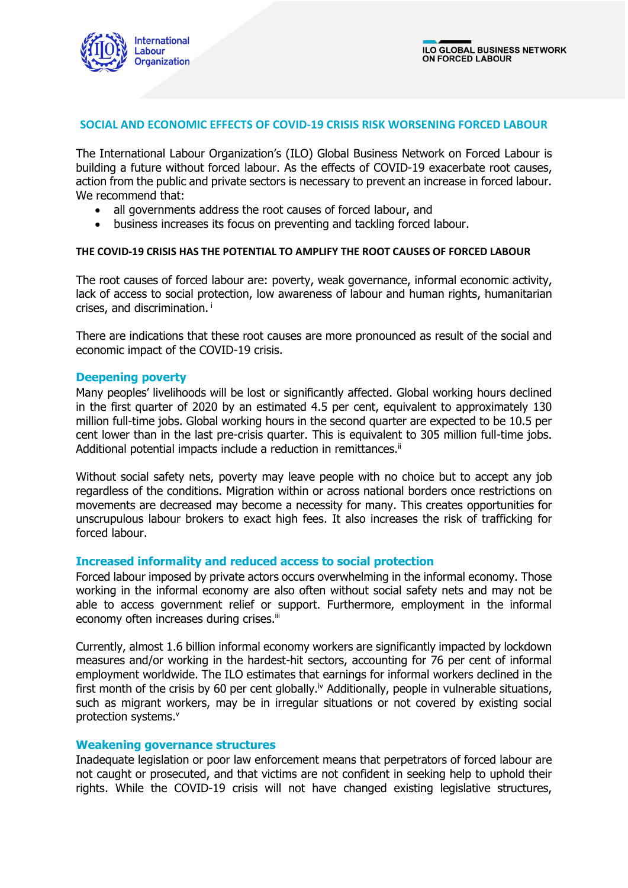# SOCIAL AND ECONOMIC EFFECTS OF COVID-19 CRISIS RISK WORSENING FORCED LABOUR

The International Labour Organization's (ILO) Global Business Network on Forced Labour is building a future without forced labour. As the effects of COVID-19 exacerbate root causes, action from the public and private sectors is necessary to prevent an increase in forced labour. We recommend that:

- all governments address the root causes of forced labour, and
- business increases its focus on preventing and tackling forced labour.

## THE COVID-19 CRISIS HAS THE POTENTIAL TO AMPLIFY THE ROOT CAUSES OF FORCED LABOUR

The root causes of forced labour are: poverty, weak governance, informal economic activity, lack of access to social protection, low awareness of labour and human rights, humanitarian crises, and discrimination. [i]

There are indications that these root causes are more pronounced as result of the social and economic impact of the COVID-19 crisis.

### Deepening poverty

Many peoples' livelihoods will be lost or significantly affected. Global working hours declined in the first quarter of 2020 by an estimated 4.5 per cent, equivalent to approximately 130 million full-time jobs. Global working hours in the second quarter are expected to be 10.5 per cent lower than in the last pre-crisis quarter. This is equivalent to 305 million full-time jobs. Additional potential impacts include a reduction in remittances.[ii]

Without social safety nets, poverty may leave people with no choice but to accept any job regardless of the conditions. Migration within or across national borders once restrictions on movements are decreased may become a necessity for many. This creates opportunities for unscrupulous labour brokers to exact high fees. It also increases the risk of trafficking for forced labour.

### Increased informality and reduced access to social protection

Forced labour imposed by private actors occurs overwhelming in the informal economy. Those working in the informal economy are also often without social safety nets and may not be able to access government relief or support. Furthermore, employment in the informal economy often increases during crises.[iii]

Currently, almost 1.6 billion informal economy workers are significantly impacted by lockdown measures and/or working in the hardest-hit sectors, accounting for 76 per cent of informal employment worldwide. The ILO estimates that earnings for informal workers declined in the first month of the crisis by 60 per cent globally.[iv] Additionally, people in vulnerable situations, such as migrant workers, may be in irregular situations or not covered by existing social protection systems.[v]

### Weakening governance structures

Inadequate legislation or poor law enforcement means that perpetrators of forced labour are not caught or prosecuted, and that victims are not confident in seeking help to uphold their rights. While the COVID-19 crisis will not have changed existing legislative structures,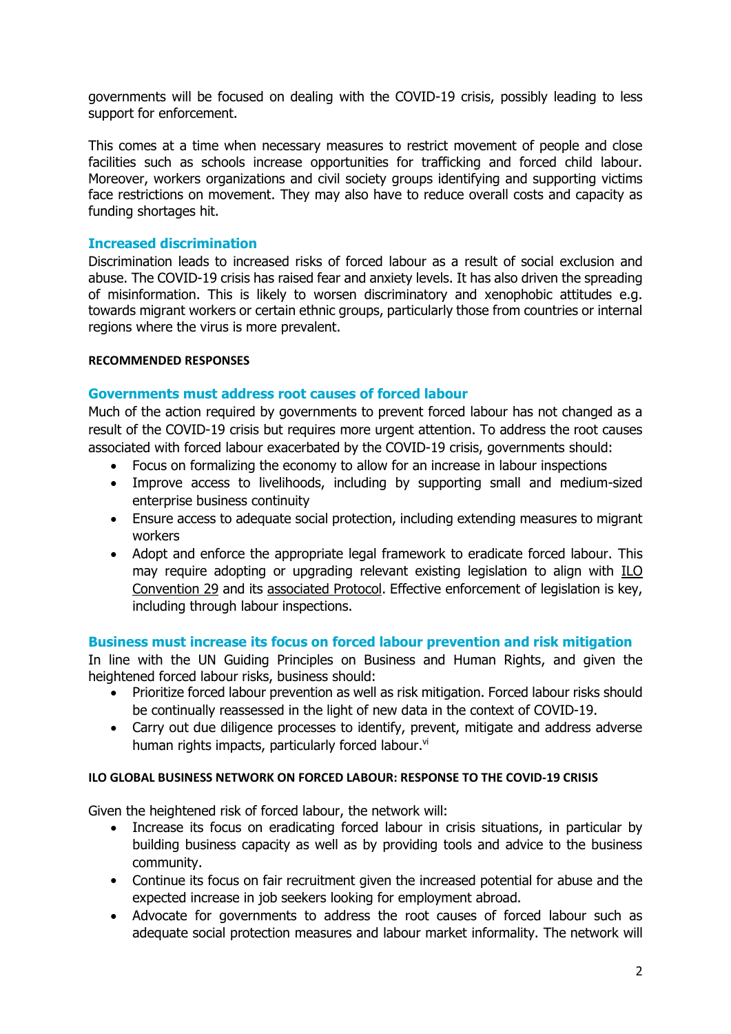governments will be focused on dealing with the COVID-19 crisis, possibly leading to less support for enforcement.

This comes at a time when necessary measures to restrict movement of people and close facilities such as schools increase opportunities for trafficking and forced child labour. Moreover, workers organizations and civil society groups identifying and supporting victims face restrictions on movement. They may also have to reduce overall costs and capacity as funding shortages hit.

### Increased discrimination

Discrimination leads to increased risks of forced labour as a result of social exclusion and abuse. The COVID-19 crisis has raised fear and anxiety levels. It has also driven the spreading of misinformation. This is likely to worsen discriminatory and xenophobic attitudes e.g. towards migrant workers or certain ethnic groups, particularly those from countries or internal regions where the virus is more prevalent.

## RECOMMENDED RESPONSES

### Governments must address root causes of forced labour

Much of the action required by governments to prevent forced labour has not changed as a result of the COVID-19 crisis but requires more urgent attention. To address the root causes associated with forced labour exacerbated by the COVID-19 crisis, governments should:

- Focus on formalizing the economy to allow for an increase in labour inspections
- Improve access to livelihoods, including by supporting small and medium-sized enterprise business continuity
- Ensure access to adequate social protection, including extending measures to migrant workers
- Adopt and enforce the appropriate legal framework to eradicate forced labour. This may require adopting or upgrading relevant existing legislation to align with ILO Convention 29 and its associated Protocol. Effective enforcement of legislation is key, including through labour inspections.

### Business must increase its focus on forced labour prevention and risk mitigation

In line with the UN Guiding Principles on Business and Human Rights, and given the heightened forced labour risks, business should:

- Prioritize forced labour prevention as well as risk mitigation. Forced labour risks should be continually reassessed in the light of new data in the context of COVID-19.
- Carry out due diligence processes to identify, prevent, mitigate and address adverse human rights impacts, particularly forced labour.[vi]

## ILO GLOBAL BUSINESS NETWORK ON FORCED LABOUR: RESPONSE TO THE COVID-19 CRISIS

Given the heightened risk of forced labour, the network will:

- Increase its focus on eradicating forced labour in crisis situations, in particular by building business capacity as well as by providing tools and advice to the business community.
- Continue its focus on fair recruitment given the increased potential for abuse and the expected increase in job seekers looking for employment abroad.
- Advocate for governments to address the root causes of forced labour such as adequate social protection measures and labour market informality. The network will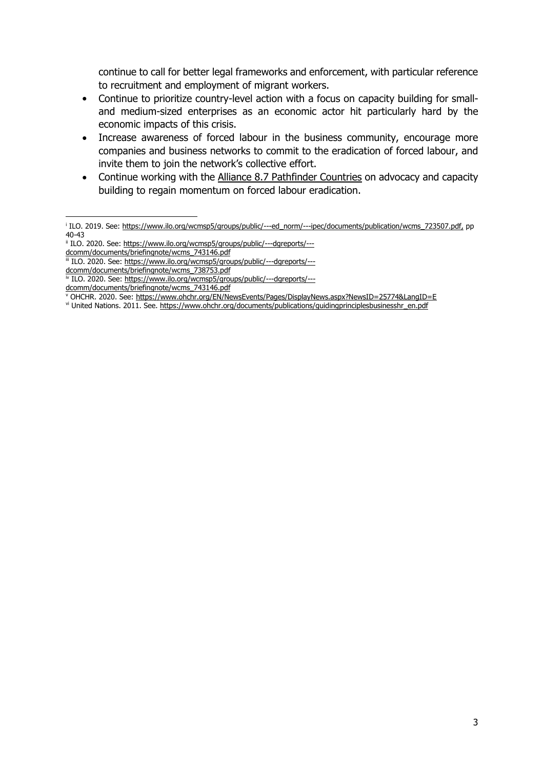continue to call for better legal frameworks and enforcement, with particular reference to recruitment and employment of migrant workers.

- Continue to prioritize country-level action with a focus on capacity building for small- and medium-sized enterprises as an economic actor hit particularly hard by the economic impacts of this crisis.
- Increase awareness of forced labour in the business community, encourage more companies and business networks to commit to the eradication of forced labour, and invite them to join the network's collective effort.
- Continue working with the Alliance 8.7 Pathfinder Countries on advocacy and capacity building to regain momentum on forced labour eradication.

---

[i] ILO. 2019. See: https://www.ilo.org/wcmsp5/groups/public/---ed_norm/---ipec/documents/publication/wcms_723507.pdf, pp 40-43

[ii] ILO. 2020. See: https://www.ilo.org/wcmsp5/groups/public/---dgreports/---dcomm/documents/briefingnote/wcms_743146.pdf

[iii] ILO. 2020. See: https://www.ilo.org/wcmsp5/groups/public/---dgreports/---dcomm/documents/briefingnote/wcms_738753.pdf

[iv] ILO. 2020. See: https://www.ilo.org/wcmsp5/groups/public/---dgreports/---dcomm/documents/briefingnote/wcms_743146.pdf

[v] OHCHR. 2020. See: https://www.ohchr.org/EN/NewsEvents/Pages/DisplayNews.aspx?NewsID=25774&LangID=E

[vi] United Nations. 2011. See. https://www.ohchr.org/documents/publications/guidingprinciplesbusinesshr_en.pdf